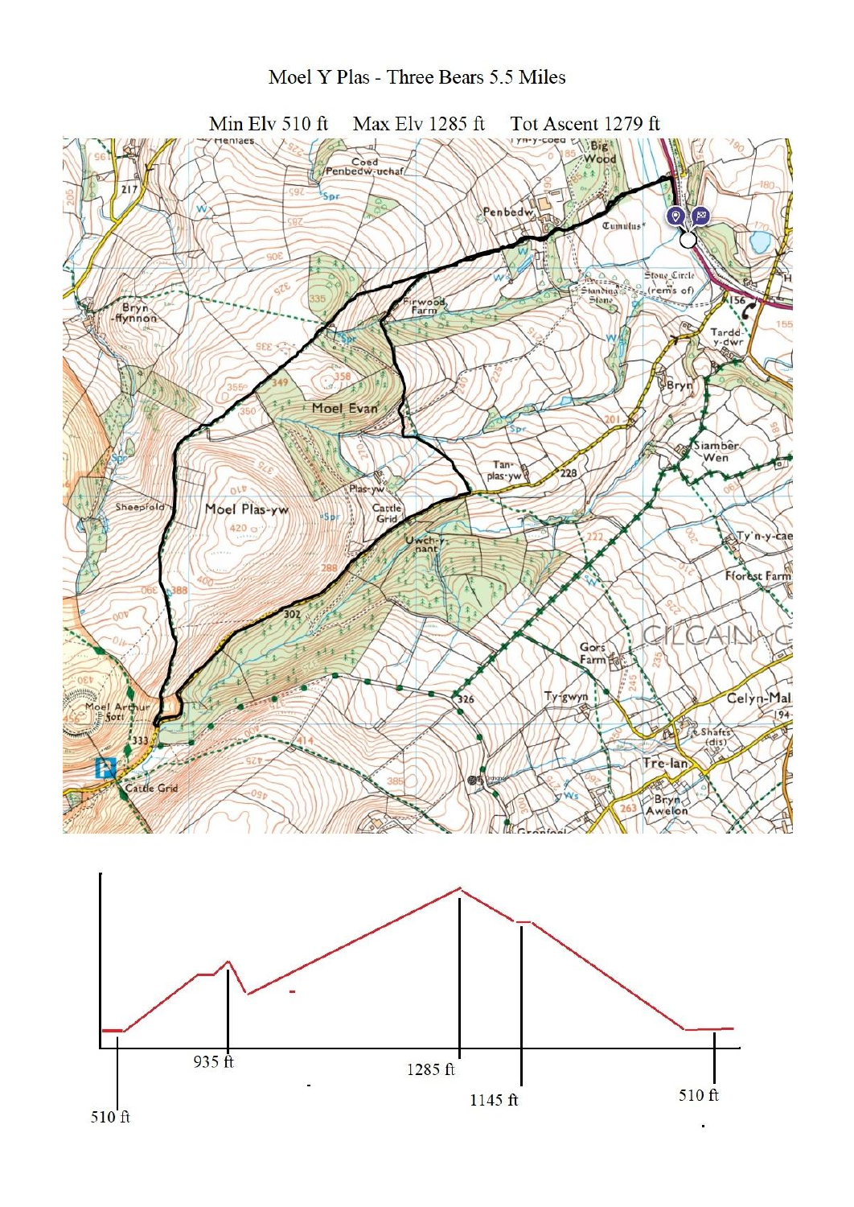# Moel Y Plas - Three Bears 5.5 Miles

Min Elv 510 ft   Max Elv 1285 ft   Tot Ascent 1279 ft

510 ft   935 ft   1285 ft   1145 ft   510 ft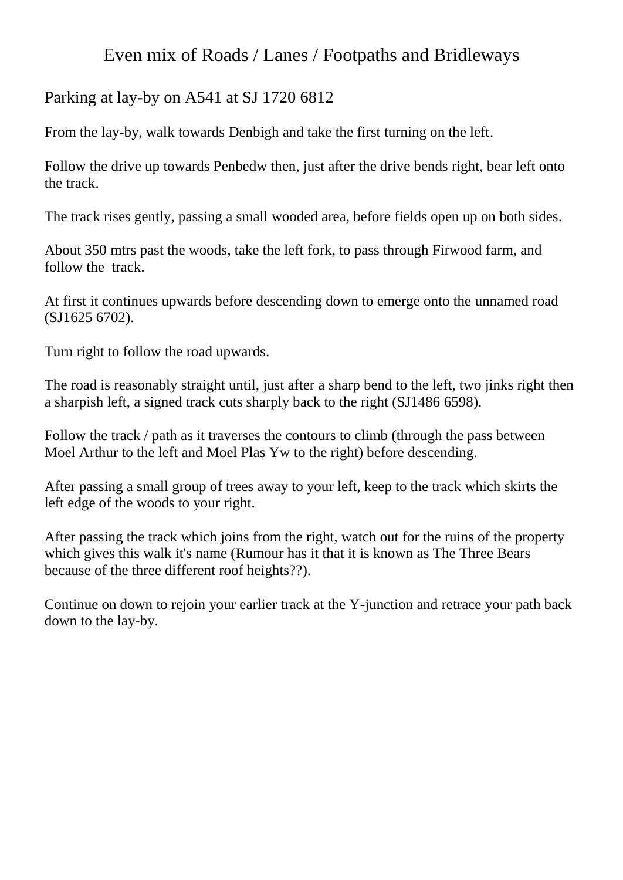# Even mix of Roads / Lanes / Footpaths and Bridleways

## Parking at lay-by on A541 at SJ 1720 6812

From the lay-by, walk towards Denbigh and take the first turning on the left.

Follow the drive up towards Penbedw then, just after the drive bends right, bear left onto the track.

The track rises gently, passing a small wooded area, before fields open up on both sides.

About 350 mtrs past the woods, take the left fork, to pass through Firwood farm, and follow the track.

At first it continues upwards before descending down to emerge onto the unnamed road (SJ1625 6702).

Turn right to follow the road upwards.

The road is reasonably straight until, just after a sharp bend to the left, two jinks right then a sharpish left, a signed track cuts sharply back to the right (SJ1486 6598).

Follow the track / path as it traverses the contours to climb (through the pass between Moel Arthur to the left and Moel Plas Yw to the right) before descending.

After passing a small group of trees away to your left, keep to the track which skirts the left edge of the woods to your right.

After passing the track which joins from the right, watch out for the ruins of the property which gives this walk it's name (Rumour has it that it is known as The Three Bears because of the three different roof heights??).

Continue on down to rejoin your earlier track at the Y-junction and retrace your path back down to the lay-by.